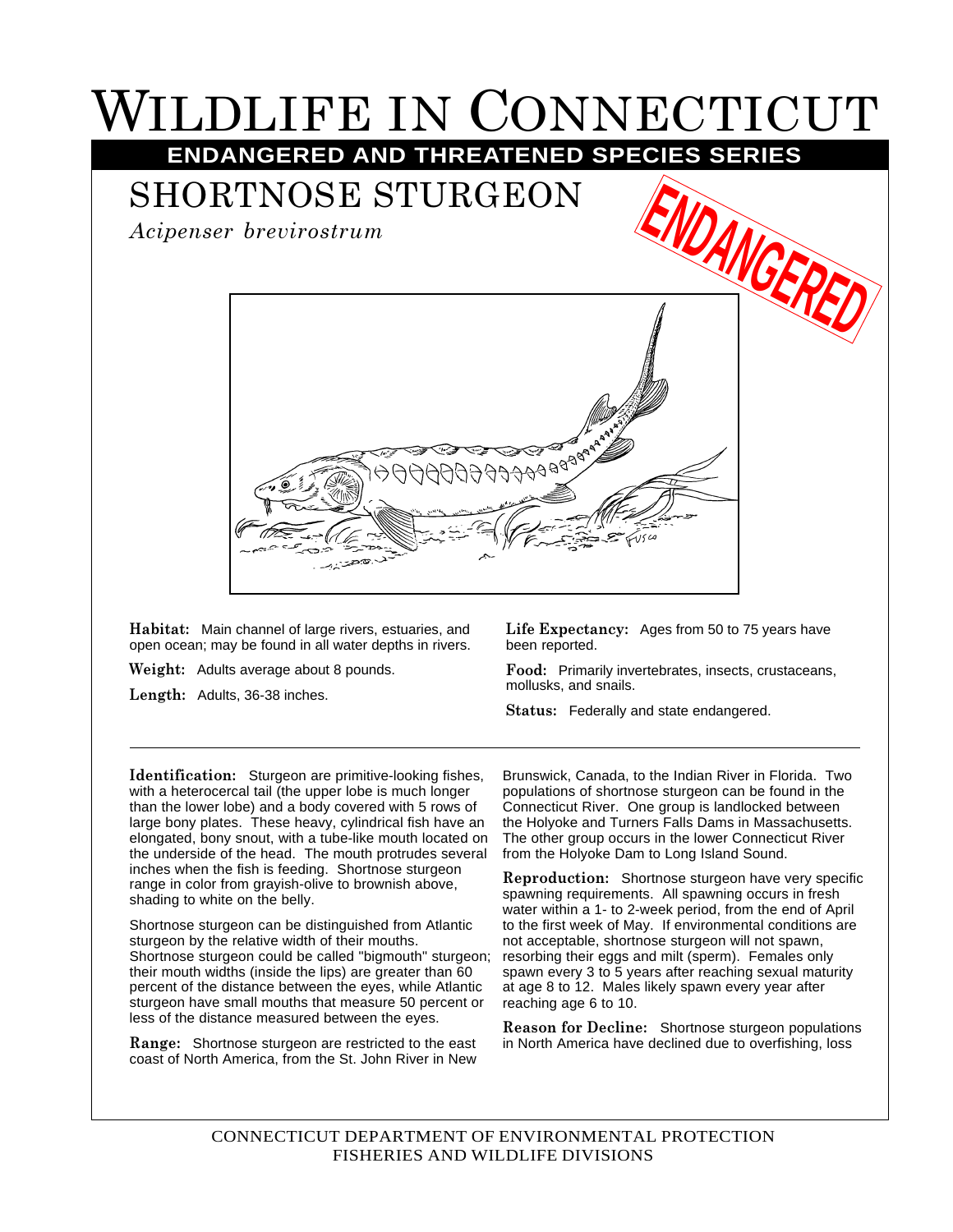# WILDLIFE IN CONNECTICUT

## ENDANGERED AND THREATENED SPECIES SERIES

## SHORTNOSE STURGEON

*Acipenser brevirostrum*

ENDANGERED

**Habitat:** Main channel of large rivers, estuaries, and open ocean; may be found in all water depths in rivers.

**Weight:** Adults average about 8 pounds.

**Length:** Adults, 36-38 inches.

**Life Expectancy:** Ages from 50 to 75 years have been reported.

**Food:** Primarily invertebrates, insects, crustaceans, mollusks, and snails.

**Status:** Federally and state endangered.

---

**Identification:** Sturgeon are primitive-looking fishes, with a heterocercal tail (the upper lobe is much longer than the lower lobe) and a body covered with 5 rows of large bony plates. These heavy, cylindrical fish have an elongated, bony snout, with a tube-like mouth located on the underside of the head. The mouth protrudes several inches when the fish is feeding. Shortnose sturgeon range in color from grayish-olive to brownish above, shading to white on the belly.

Shortnose sturgeon can be distinguished from Atlantic sturgeon by the relative width of their mouths. Shortnose sturgeon could be called "bigmouth" sturgeon; their mouth widths (inside the lips) are greater than 60 percent of the distance between the eyes, while Atlantic sturgeon have small mouths that measure 50 percent or less of the distance measured between the eyes.

**Range:** Shortnose sturgeon are restricted to the east coast of North America, from the St. John River in New Brunswick, Canada, to the Indian River in Florida. Two populations of shortnose sturgeon can be found in the Connecticut River. One group is landlocked between the Holyoke and Turners Falls Dams in Massachusetts. The other group occurs in the lower Connecticut River from the Holyoke Dam to Long Island Sound.

**Reproduction:** Shortnose sturgeon have very specific spawning requirements. All spawning occurs in fresh water within a 1- to 2-week period, from the end of April to the first week of May. If environmental conditions are not acceptable, shortnose sturgeon will not spawn, resorbing their eggs and milt (sperm). Females only spawn every 3 to 5 years after reaching sexual maturity at age 8 to 12. Males likely spawn every year after reaching age 6 to 10.

**Reason for Decline:** Shortnose sturgeon populations in North America have declined due to overfishing, loss

CONNECTICUT DEPARTMENT OF ENVIRONMENTAL PROTECTION
FISHERIES AND WILDLIFE DIVISIONS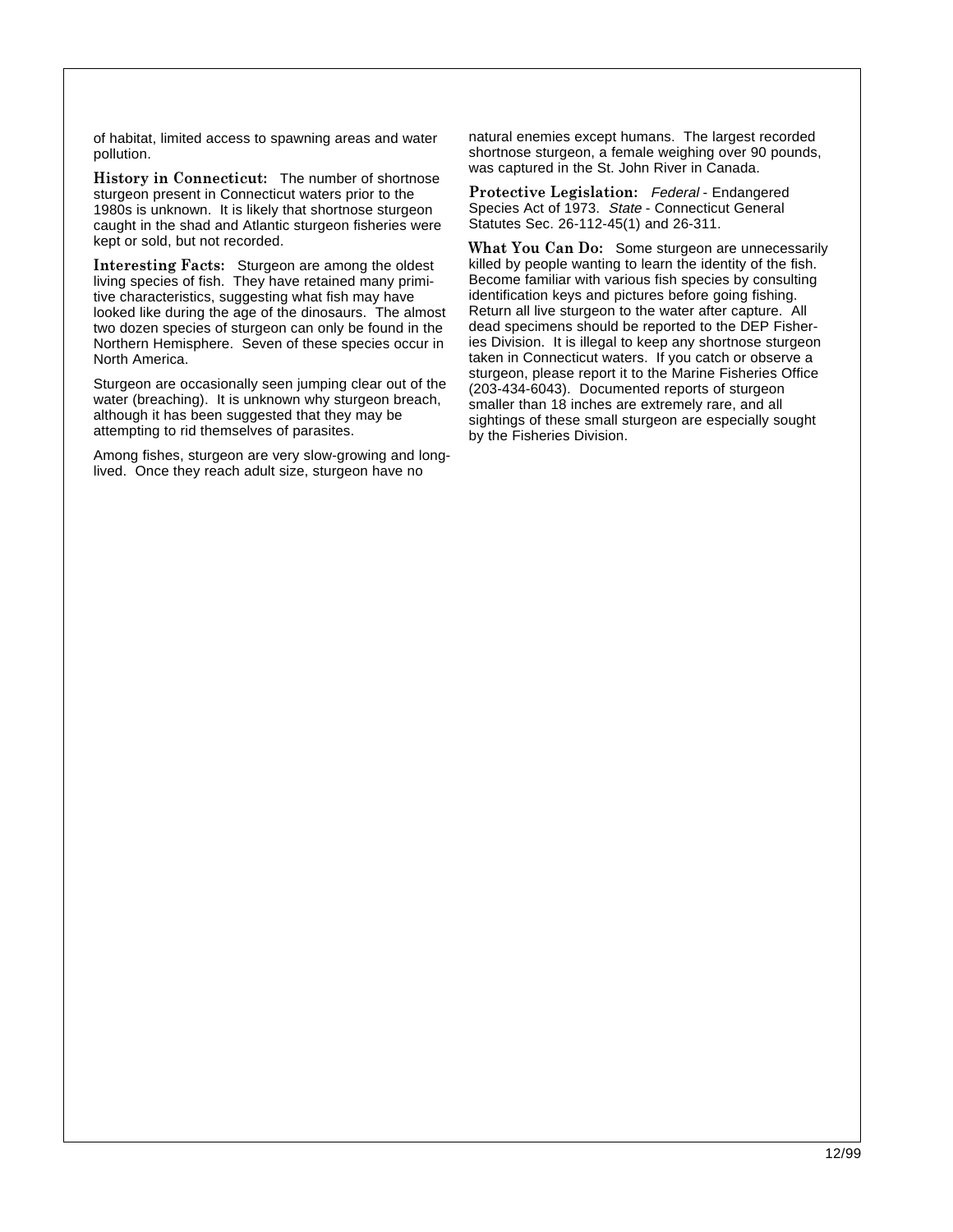of habitat, limited access to spawning areas and water pollution.

**History in Connecticut:** The number of shortnose sturgeon present in Connecticut waters prior to the 1980s is unknown. It is likely that shortnose sturgeon caught in the shad and Atlantic sturgeon fisheries were kept or sold, but not recorded.

**Interesting Facts:** Sturgeon are among the oldest living species of fish. They have retained many primitive characteristics, suggesting what fish may have looked like during the age of the dinosaurs. The almost two dozen species of sturgeon can only be found in the Northern Hemisphere. Seven of these species occur in North America.

Sturgeon are occasionally seen jumping clear out of the water (breaching). It is unknown why sturgeon breach, although it has been suggested that they may be attempting to rid themselves of parasites.

Among fishes, sturgeon are very slow-growing and long-lived. Once they reach adult size, sturgeon have no natural enemies except humans. The largest recorded shortnose sturgeon, a female weighing over 90 pounds, was captured in the St. John River in Canada.

**Protective Legislation:** *Federal* - Endangered Species Act of 1973. *State* - Connecticut General Statutes Sec. 26-112-45(1) and 26-311.

**What You Can Do:** Some sturgeon are unnecessarily killed by people wanting to learn the identity of the fish. Become familiar with various fish species by consulting identification keys and pictures before going fishing. Return all live sturgeon to the water after capture. All dead specimens should be reported to the DEP Fisheries Division. It is illegal to keep any shortnose sturgeon taken in Connecticut waters. If you catch or observe a sturgeon, please report it to the Marine Fisheries Office (203-434-6043). Documented reports of sturgeon smaller than 18 inches are extremely rare, and all sightings of these small sturgeon are especially sought by the Fisheries Division.

12/99